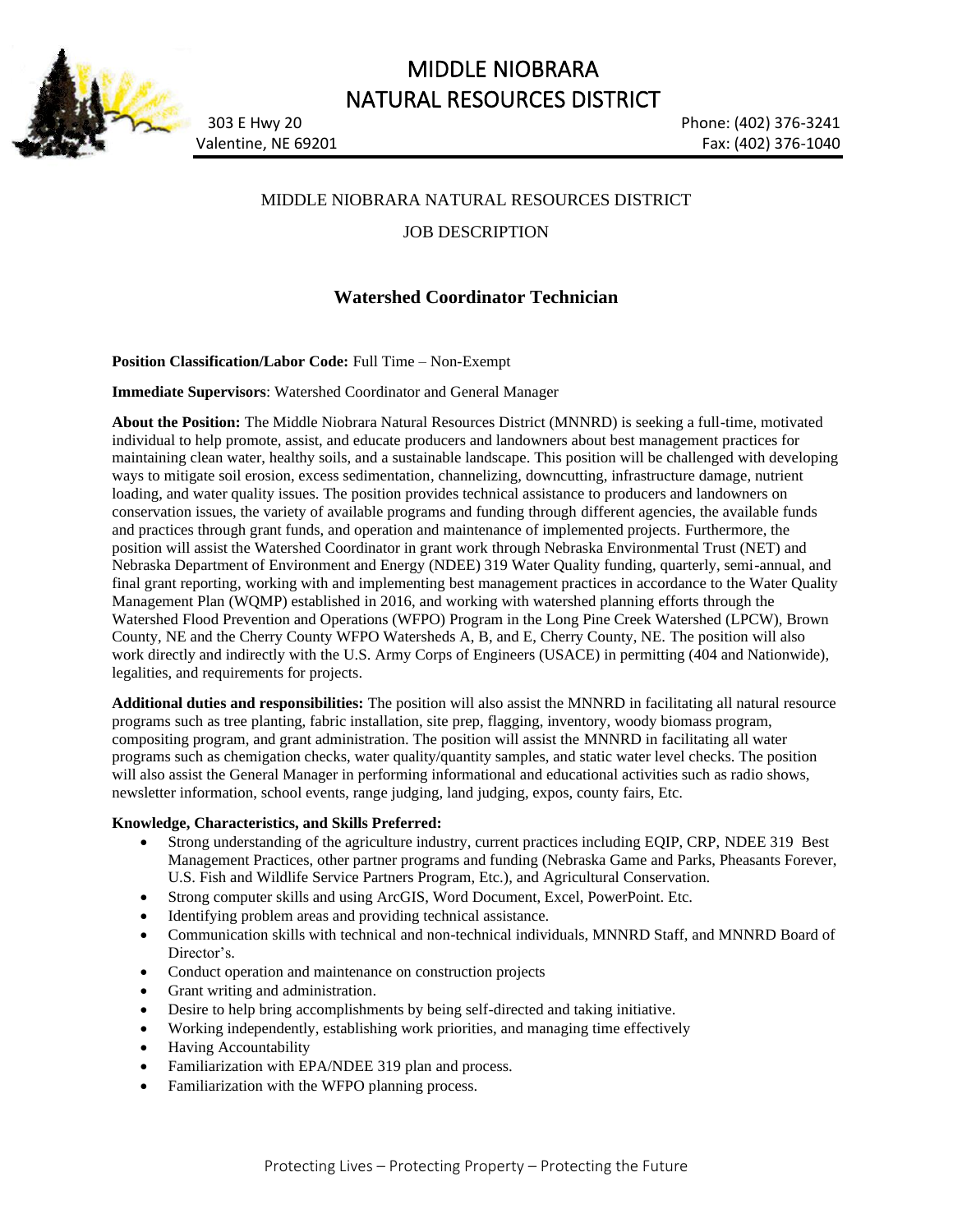# MIDDLE NIOBRARA NATURAL RESOURCES DISTRICT

303 E Hwy 20
Valentine, NE 69201

Phone: (402) 376-3241
Fax: (402) 376-1040

MIDDLE NIOBRARA NATURAL RESOURCES DISTRICT

JOB DESCRIPTION

## Watershed Coordinator Technician

**Position Classification/Labor Code:** Full Time – Non-Exempt

**Immediate Supervisors**: Watershed Coordinator and General Manager

**About the Position:** The Middle Niobrara Natural Resources District (MNNRD) is seeking a full-time, motivated individual to help promote, assist, and educate producers and landowners about best management practices for maintaining clean water, healthy soils, and a sustainable landscape. This position will be challenged with developing ways to mitigate soil erosion, excess sedimentation, channelizing, downcutting, infrastructure damage, nutrient loading, and water quality issues. The position provides technical assistance to producers and landowners on conservation issues, the variety of available programs and funding through different agencies, the available funds and practices through grant funds, and operation and maintenance of implemented projects. Furthermore, the position will assist the Watershed Coordinator in grant work through Nebraska Environmental Trust (NET) and Nebraska Department of Environment and Energy (NDEE) 319 Water Quality funding, quarterly, semi-annual, and final grant reporting, working with and implementing best management practices in accordance to the Water Quality Management Plan (WQMP) established in 2016, and working with watershed planning efforts through the Watershed Flood Prevention and Operations (WFPO) Program in the Long Pine Creek Watershed (LPCW), Brown County, NE and the Cherry County WFPO Watersheds A, B, and E, Cherry County, NE. The position will also work directly and indirectly with the U.S. Army Corps of Engineers (USACE) in permitting (404 and Nationwide), legalities, and requirements for projects.

**Additional duties and responsibilities:** The position will also assist the MNNRD in facilitating all natural resource programs such as tree planting, fabric installation, site prep, flagging, inventory, woody biomass program, compositing program, and grant administration. The position will assist the MNNRD in facilitating all water programs such as chemigation checks, water quality/quantity samples, and static water level checks. The position will also assist the General Manager in performing informational and educational activities such as radio shows, newsletter information, school events, range judging, land judging, expos, county fairs, Etc.

**Knowledge, Characteristics, and Skills Preferred:**

- Strong understanding of the agriculture industry, current practices including EQIP, CRP, NDEE 319 Best Management Practices, other partner programs and funding (Nebraska Game and Parks, Pheasants Forever, U.S. Fish and Wildlife Service Partners Program, Etc.), and Agricultural Conservation.
- Strong computer skills and using ArcGIS, Word Document, Excel, PowerPoint. Etc.
- Identifying problem areas and providing technical assistance.
- Communication skills with technical and non-technical individuals, MNNRD Staff, and MNNRD Board of Director's.
- Conduct operation and maintenance on construction projects
- Grant writing and administration.
- Desire to help bring accomplishments by being self-directed and taking initiative.
- Working independently, establishing work priorities, and managing time effectively
- Having Accountability
- Familiarization with EPA/NDEE 319 plan and process.
- Familiarization with the WFPO planning process.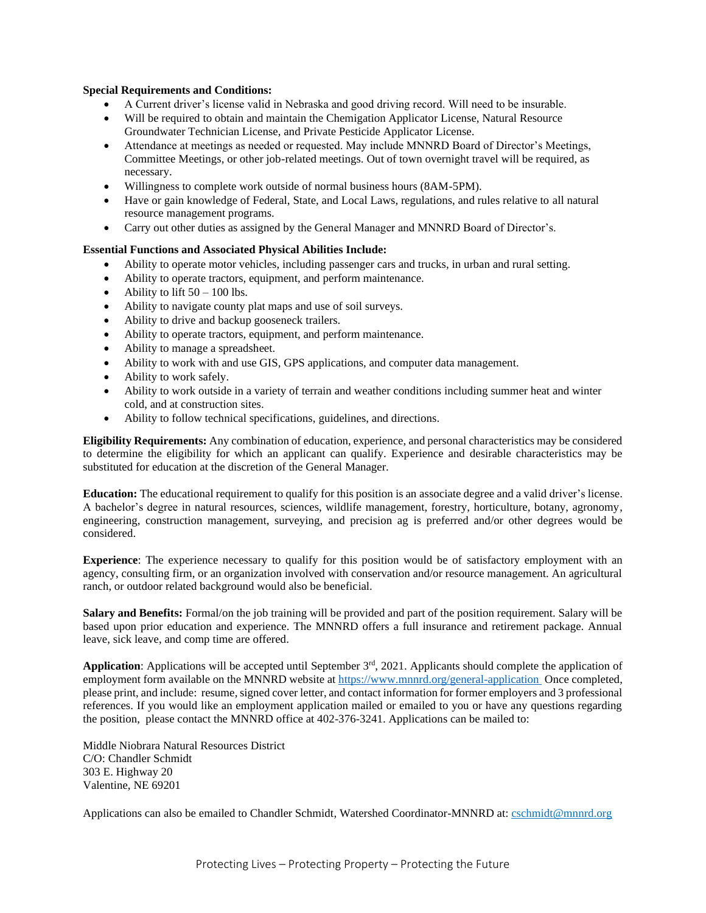**Special Requirements and Conditions:**

- A Current driver's license valid in Nebraska and good driving record. Will need to be insurable.
- Will be required to obtain and maintain the Chemigation Applicator License, Natural Resource Groundwater Technician License, and Private Pesticide Applicator License.
- Attendance at meetings as needed or requested. May include MNNRD Board of Director's Meetings, Committee Meetings, or other job-related meetings. Out of town overnight travel will be required, as necessary.
- Willingness to complete work outside of normal business hours (8AM-5PM).
- Have or gain knowledge of Federal, State, and Local Laws, regulations, and rules relative to all natural resource management programs.
- Carry out other duties as assigned by the General Manager and MNNRD Board of Director's.

**Essential Functions and Associated Physical Abilities Include:**

- Ability to operate motor vehicles, including passenger cars and trucks, in urban and rural setting.
- Ability to operate tractors, equipment, and perform maintenance.
- Ability to lift 50 – 100 lbs.
- Ability to navigate county plat maps and use of soil surveys.
- Ability to drive and backup gooseneck trailers.
- Ability to operate tractors, equipment, and perform maintenance.
- Ability to manage a spreadsheet.
- Ability to work with and use GIS, GPS applications, and computer data management.
- Ability to work safely.
- Ability to work outside in a variety of terrain and weather conditions including summer heat and winter cold, and at construction sites.
- Ability to follow technical specifications, guidelines, and directions.

**Eligibility Requirements:** Any combination of education, experience, and personal characteristics may be considered to determine the eligibility for which an applicant can qualify. Experience and desirable characteristics may be substituted for education at the discretion of the General Manager.

**Education:** The educational requirement to qualify for this position is an associate degree and a valid driver's license. A bachelor's degree in natural resources, sciences, wildlife management, forestry, horticulture, botany, agronomy, engineering, construction management, surveying, and precision ag is preferred and/or other degrees would be considered.

**Experience**: The experience necessary to qualify for this position would be of satisfactory employment with an agency, consulting firm, or an organization involved with conservation and/or resource management. An agricultural ranch, or outdoor related background would also be beneficial.

**Salary and Benefits:** Formal/on the job training will be provided and part of the position requirement. Salary will be based upon prior education and experience. The MNNRD offers a full insurance and retirement package. Annual leave, sick leave, and comp time are offered.

**Application**: Applications will be accepted until September 3rd, 2021. Applicants should complete the application of employment form available on the MNNRD website at https://www.mnnrd.org/general-application Once completed, please print, and include: resume, signed cover letter, and contact information for former employers and 3 professional references. If you would like an employment application mailed or emailed to you or have any questions regarding the position, please contact the MNNRD office at 402-376-3241. Applications can be mailed to:

Middle Niobrara Natural Resources District
C/O: Chandler Schmidt
303 E. Highway 20
Valentine, NE 69201

Applications can also be emailed to Chandler Schmidt, Watershed Coordinator-MNNRD at: cschmidt@mnnrd.org

Protecting Lives – Protecting Property – Protecting the Future